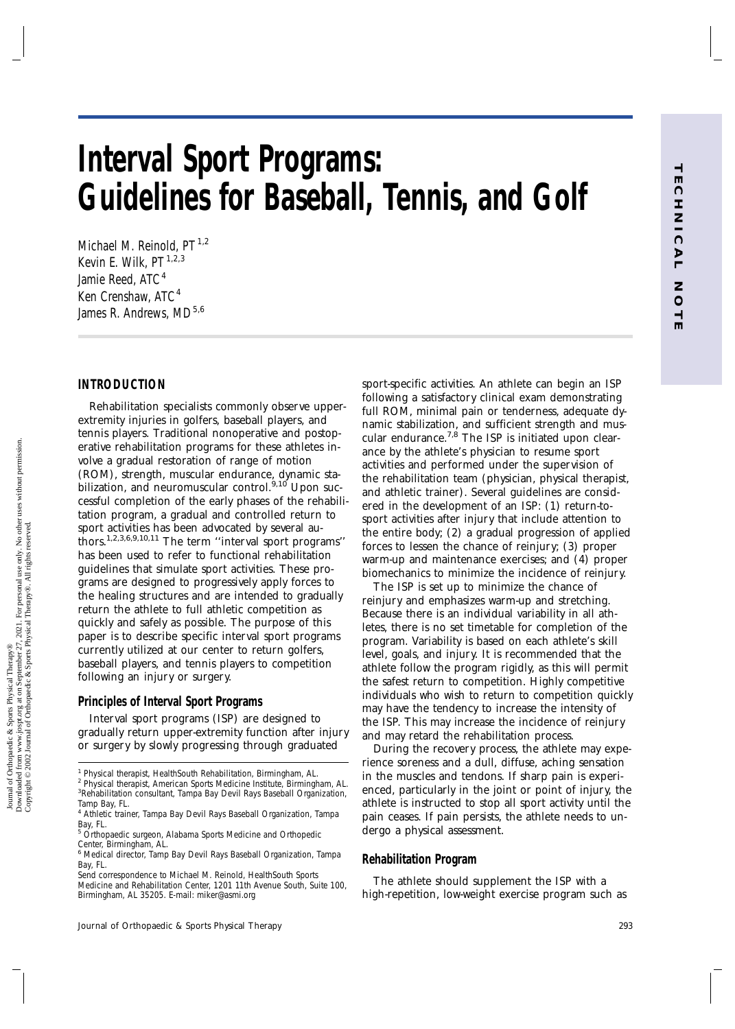# Interval Sport Programs: Guidelines for Baseball, Tennis, and Golf

Michael M. Reinold, PT[1,2]
Kevin E. Wilk, PT[1,2,3]
Jamie Reed, ATC[4]
Ken Crenshaw, ATC[4]
James R. Andrews, MD[5,6]

## INTRODUCTION

Rehabilitation specialists commonly observe upper-extremity injuries in golfers, baseball players, and tennis players. Traditional nonoperative and postoperative rehabilitation programs for these athletes involve a gradual restoration of range of motion (ROM), strength, muscular endurance, dynamic stabilization, and neuromuscular control.[9,10] Upon successful completion of the early phases of the rehabilitation program, a gradual and controlled return to sport activities has been advocated by several authors.[1,2,3,6,9,10,11] The term ''interval sport programs'' has been used to refer to functional rehabilitation guidelines that simulate sport activities. These programs are designed to progressively apply forces to the healing structures and are intended to gradually return the athlete to full athletic competition as quickly and safely as possible. The purpose of this paper is to describe specific interval sport programs currently utilized at our center to return golfers, baseball players, and tennis players to competition following an injury or surgery.

### Principles of Interval Sport Programs

Interval sport programs (ISP) are designed to gradually return upper-extremity function after injury or surgery by slowly progressing through graduated sport-specific activities. An athlete can begin an ISP following a satisfactory clinical exam demonstrating full ROM, minimal pain or tenderness, adequate dynamic stabilization, and sufficient strength and muscular endurance.[7,8] The ISP is initiated upon clearance by the athlete's physician to resume sport activities and performed under the supervision of the rehabilitation team (physician, physical therapist, and athletic trainer). Several guidelines are considered in the development of an ISP: (1) return-to-sport activities after injury that include attention to the entire body; (2) a gradual progression of applied forces to lessen the chance of reinjury; (3) proper warm-up and maintenance exercises; and (4) proper biomechanics to minimize the incidence of reinjury.

The ISP is set up to minimize the chance of reinjury and emphasizes warm-up and stretching. Because there is an individual variability in all athletes, there is no set timetable for completion of the program. Variability is based on each athlete's skill level, goals, and injury. It is recommended that the athlete follow the program rigidly, as this will permit the safest return to competition. Highly competitive individuals who wish to return to competition quickly may have the tendency to increase the intensity of the ISP. This may increase the incidence of reinjury and may retard the rehabilitation process.

During the recovery process, the athlete may experience soreness and a dull, diffuse, aching sensation in the muscles and tendons. If sharp pain is experienced, particularly in the joint or point of injury, the athlete is instructed to stop all sport activity until the pain ceases. If pain persists, the athlete needs to undergo a physical assessment.

### Rehabilitation Program

The athlete should supplement the ISP with a high-repetition, low-weight exercise program such as

[1] Physical therapist, HealthSouth Rehabilitation, Birmingham, AL.
[2] Physical therapist, American Sports Medicine Institute, Birmingham, AL.
[3] Rehabilitation consultant, Tampa Bay Devil Rays Baseball Organization, Tamp Bay, FL.
[4] Athletic trainer, Tampa Bay Devil Rays Baseball Organization, Tampa Bay, FL.
[5] Orthopaedic surgeon, Alabama Sports Medicine and Orthopedic Center, Birmingham, AL.
[6] Medical director, Tamp Bay Devil Rays Baseball Organization, Tampa Bay, FL.

Send correspondence to Michael M. Reinold, HealthSouth Sports Medicine and Rehabilitation Center, 1201 11th Avenue South, Suite 100, Birmingham, AL 35205. E-mail: miker@asmi.org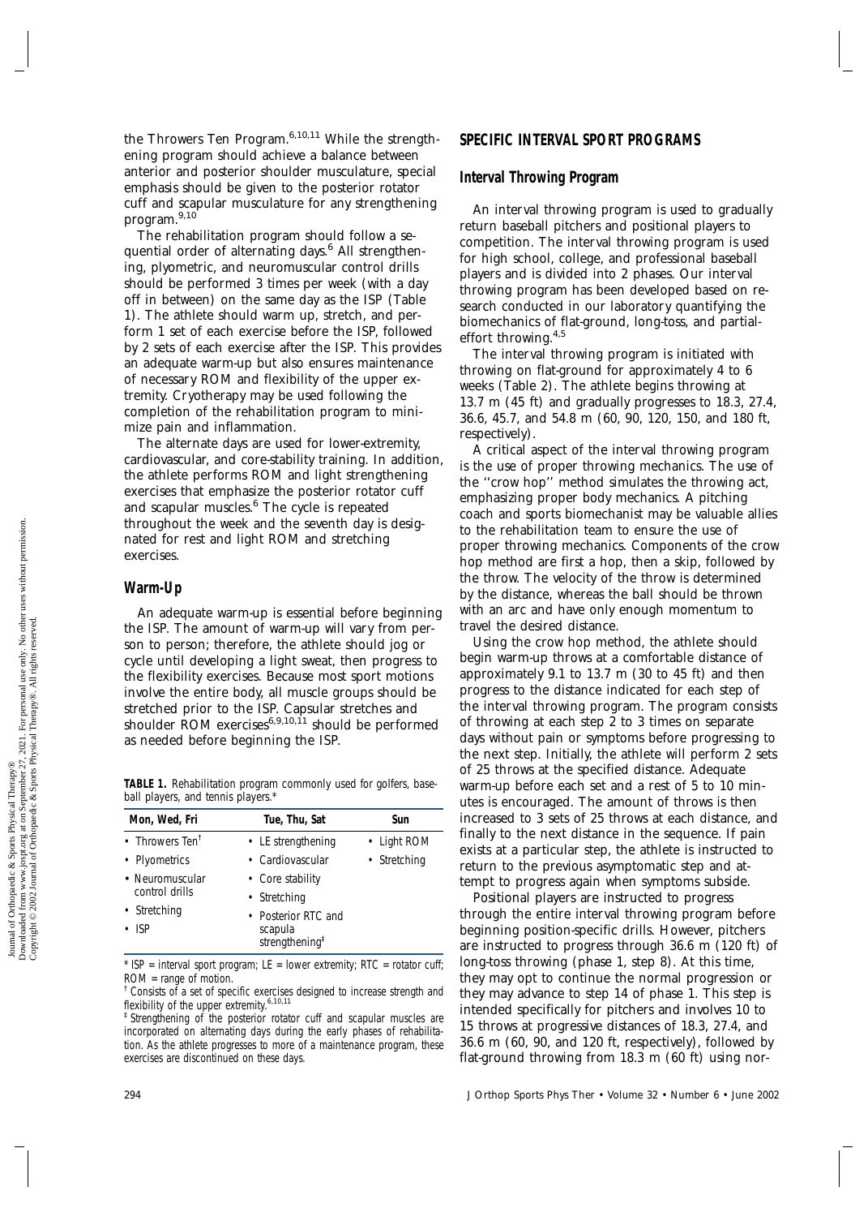the Throwers Ten Program.[6,10,11] While the strengthening program should achieve a balance between anterior and posterior shoulder musculature, special emphasis should be given to the posterior rotator cuff and scapular musculature for any strengthening program.[9,10]

The rehabilitation program should follow a sequential order of alternating days.[6] All strengthening, plyometric, and neuromuscular control drills should be performed 3 times per week (with a day off in between) on the same day as the ISP (Table 1). The athlete should warm up, stretch, and perform 1 set of each exercise before the ISP, followed by 2 sets of each exercise after the ISP. This provides an adequate warm-up but also ensures maintenance of necessary ROM and flexibility of the upper extremity. Cryotherapy may be used following the completion of the rehabilitation program to minimize pain and inflammation.

The alternate days are used for lower-extremity, cardiovascular, and core-stability training. In addition, the athlete performs ROM and light strengthening exercises that emphasize the posterior rotator cuff and scapular muscles.[6] The cycle is repeated throughout the week and the seventh day is designated for rest and light ROM and stretching exercises.

## Warm-Up

An adequate warm-up is essential before beginning the ISP. The amount of warm-up will vary from person to person; therefore, the athlete should jog or cycle until developing a light sweat, then progress to the flexibility exercises. Because most sport motions involve the entire body, all muscle groups should be stretched prior to the ISP. Capsular stretches and shoulder ROM exercises[6,9,10,11] should be performed as needed before beginning the ISP.

**TABLE 1.** Rehabilitation program commonly used for golfers, baseball players, and tennis players.*

| Mon, Wed, Fri | Tue, Thu, Sat | Sun |
|---|---|---|
| • Throwers Ten[†] | • LE strengthening | • Light ROM |
| • Plyometrics | • Cardiovascular | • Stretching |
| • Neuromuscular control drills | • Core stability | |
| • Stretching | • Stretching | |
| • ISP | • Posterior RTC and scapula strengthening[‡] | |

\* ISP = interval sport program; LE = lower extremity; RTC = rotator cuff; ROM = range of motion.

[†] Consists of a set of specific exercises designed to increase strength and flexibility of the upper extremity.[6,10,11]

[‡] Strengthening of the posterior rotator cuff and scapular muscles are incorporated on alternating days during the early phases of rehabilitation. As the athlete progresses to more of a maintenance program, these exercises are discontinued on these days.

## SPECIFIC INTERVAL SPORT PROGRAMS

### Interval Throwing Program

An interval throwing program is used to gradually return baseball pitchers and positional players to competition. The interval throwing program is used for high school, college, and professional baseball players and is divided into 2 phases. Our interval throwing program has been developed based on research conducted in our laboratory quantifying the biomechanics of flat-ground, long-toss, and partial-effort throwing.[4,5]

The interval throwing program is initiated with throwing on flat-ground for approximately 4 to 6 weeks (Table 2). The athlete begins throwing at 13.7 m (45 ft) and gradually progresses to 18.3, 27.4, 36.6, 45.7, and 54.8 m (60, 90, 120, 150, and 180 ft, respectively).

A critical aspect of the interval throwing program is the use of proper throwing mechanics. The use of the ''crow hop'' method simulates the throwing act, emphasizing proper body mechanics. A pitching coach and sports biomechanist may be valuable allies to the rehabilitation team to ensure the use of proper throwing mechanics. Components of the crow hop method are first a hop, then a skip, followed by the throw. The velocity of the throw is determined by the distance, whereas the ball should be thrown with an arc and have only enough momentum to travel the desired distance.

Using the crow hop method, the athlete should begin warm-up throws at a comfortable distance of approximately 9.1 to 13.7 m (30 to 45 ft) and then progress to the distance indicated for each step of the interval throwing program. The program consists of throwing at each step 2 to 3 times on separate days without pain or symptoms before progressing to the next step. Initially, the athlete will perform 2 sets of 25 throws at the specified distance. Adequate warm-up before each set and a rest of 5 to 10 minutes is encouraged. The amount of throws is then increased to 3 sets of 25 throws at each distance, and finally to the next distance in the sequence. If pain exists at a particular step, the athlete is instructed to return to the previous asymptomatic step and attempt to progress again when symptoms subside.

Positional players are instructed to progress through the entire interval throwing program before beginning position-specific drills. However, pitchers are instructed to progress through 36.6 m (120 ft) of long-toss throwing (phase 1, step 8). At this time, they may opt to continue the normal progression or they may advance to step 14 of phase 1. This step is intended specifically for pitchers and involves 10 to 15 throws at progressive distances of 18.3, 27.4, and 36.6 m (60, 90, and 120 ft, respectively), followed by flat-ground throwing from 18.3 m (60 ft) using nor-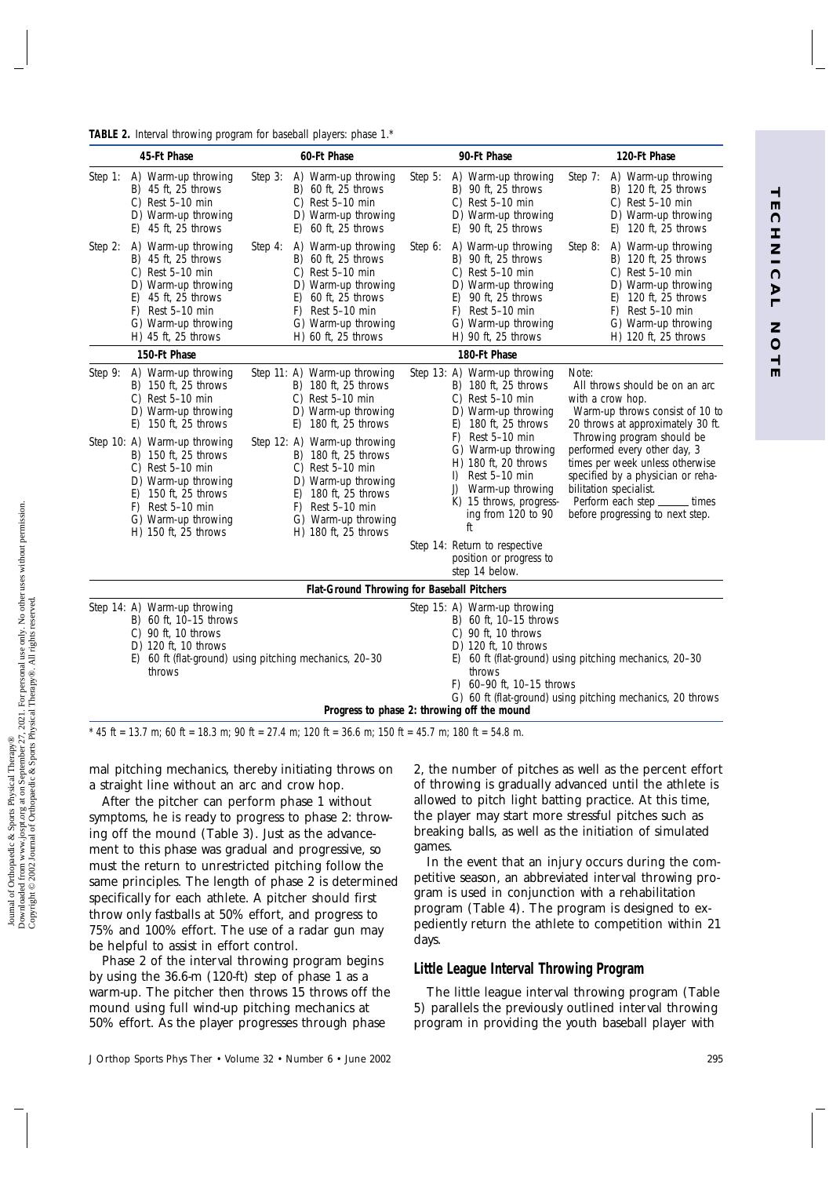**TABLE 2.** Interval throwing program for baseball players: phase 1.*

| 45-Ft Phase | 60-Ft Phase | 90-Ft Phase | 120-Ft Phase |
|---|---|---|---|
| Step 1: A) Warm-up throwing B) 45 ft, 25 throws C) Rest 5–10 min D) Warm-up throwing E) 45 ft, 25 throws | Step 3: A) Warm-up throwing B) 60 ft, 25 throws C) Rest 5–10 min D) Warm-up throwing E) 60 ft, 25 throws | Step 5: A) Warm-up throwing B) 90 ft, 25 throws C) Rest 5–10 min D) Warm-up throwing E) 90 ft, 25 throws | Step 7: A) Warm-up throwing B) 120 ft, 25 throws C) Rest 5–10 min D) Warm-up throwing E) 120 ft, 25 throws |
| Step 2: A) Warm-up throwing B) 45 ft, 25 throws C) Rest 5–10 min D) Warm-up throwing E) 45 ft, 25 throws F) Rest 5–10 min G) Warm-up throwing H) 45 ft, 25 throws | Step 4: A) Warm-up throwing B) 60 ft, 25 throws C) Rest 5–10 min D) Warm-up throwing E) 60 ft, 25 throws F) Rest 5–10 min G) Warm-up throwing H) 60 ft, 25 throws | Step 6: A) Warm-up throwing B) 90 ft, 25 throws C) Rest 5–10 min D) Warm-up throwing E) 90 ft, 25 throws F) Rest 5–10 min G) Warm-up throwing H) 90 ft, 25 throws | Step 8: A) Warm-up throwing B) 120 ft, 25 throws C) Rest 5–10 min D) Warm-up throwing E) 120 ft, 25 throws F) Rest 5–10 min G) Warm-up throwing H) 120 ft, 25 throws |
| **150-Ft Phase** | | **180-Ft Phase** | |
| Step 9: A) Warm-up throwing B) 150 ft, 25 throws C) Rest 5–10 min D) Warm-up throwing E) 150 ft, 25 throws | Step 11: A) Warm-up throwing B) 180 ft, 25 throws C) Rest 5–10 min D) Warm-up throwing E) 180 ft, 25 throws | Step 13: A) Warm-up throwing B) 180 ft, 25 throws C) Rest 5–10 min D) Warm-up throwing E) 180 ft, 25 throws F) Rest 5–10 min G) Warm-up throwing H) 180 ft, 20 throws I) Rest 5–10 min J) Warm-up throwing K) 15 throws, progressing from 120 to 90 ft | Note: All throws should be on an arc with a crow hop. Warm-up throws consist of 10 to 20 throws at approximately 30 ft. Throwing program should be performed every other day, 3 times per week unless otherwise specified by a physician or rehabilitation specialist. Perform each step ______ times before progressing to next step. |
| Step 10: A) Warm-up throwing B) 150 ft, 25 throws C) Rest 5–10 min D) Warm-up throwing E) 150 ft, 25 throws F) Rest 5–10 min G) Warm-up throwing H) 150 ft, 25 throws | Step 12: A) Warm-up throwing B) 180 ft, 25 throws C) Rest 5–10 min D) Warm-up throwing E) 180 ft, 25 throws F) Rest 5–10 min G) Warm-up throwing H) 180 ft, 25 throws | Step 14: Return to respective position or progress to step 14 below. | |
| **Flat-Ground Throwing for Baseball Pitchers** | | | |
| Step 14: A) Warm-up throwing B) 60 ft, 10–15 throws C) 90 ft, 10 throws D) 120 ft, 10 throws E) 60 ft (flat-ground) using pitching mechanics, 20–30 throws | | Step 15: A) Warm-up throwing B) 60 ft, 10–15 throws C) 90 ft, 10 throws D) 120 ft, 10 throws E) 60 ft (flat-ground) using pitching mechanics, 20–30 throws F) 60–90 ft, 10–15 throws G) 60 ft (flat-ground) using pitching mechanics, 20 throws | |
| **Progress to phase 2: throwing off the mound** | | | |

\* 45 ft = 13.7 m; 60 ft = 18.3 m; 90 ft = 27.4 m; 120 ft = 36.6 m; 150 ft = 45.7 m; 180 ft = 54.8 m.

mal pitching mechanics, thereby initiating throws on a straight line without an arc and crow hop.

After the pitcher can perform phase 1 without symptoms, he is ready to progress to phase 2: throwing off the mound (Table 3). Just as the advancement to this phase was gradual and progressive, so must the return to unrestricted pitching follow the same principles. The length of phase 2 is determined specifically for each athlete. A pitcher should first throw only fastballs at 50% effort, and progress to 75% and 100% effort. The use of a radar gun may be helpful to assist in effort control.

Phase 2 of the interval throwing program begins by using the 36.6-m (120-ft) step of phase 1 as a warm-up. The pitcher then throws 15 throws off the mound using full wind-up pitching mechanics at 50% effort. As the player progresses through phase 2, the number of pitches as well as the percent effort of throwing is gradually advanced until the athlete is allowed to pitch light batting practice. At this time, the player may start more stressful pitches such as breaking balls, as well as the initiation of simulated games.

In the event that an injury occurs during the competitive season, an abbreviated interval throwing program is used in conjunction with a rehabilitation program (Table 4). The program is designed to expediently return the athlete to competition within 21 days.

## Little League Interval Throwing Program

The little league interval throwing program (Table 5) parallels the previously outlined interval throwing program in providing the youth baseball player with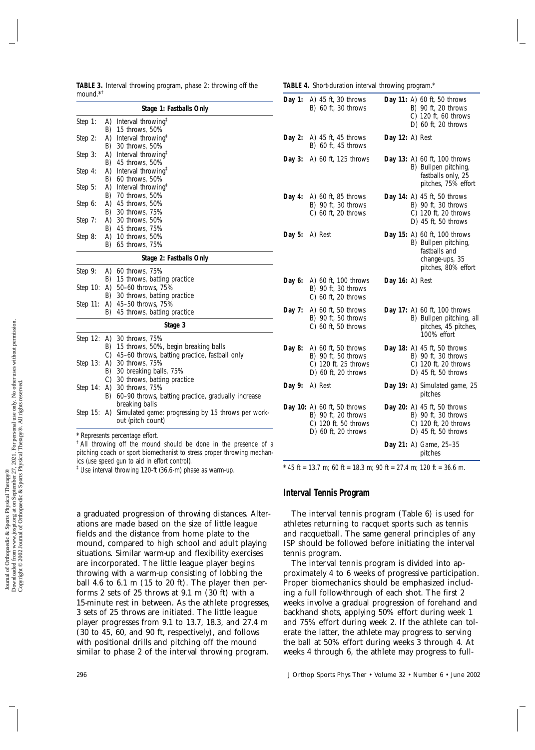**TABLE 3.** Interval throwing program, phase 2: throwing off the mound.*[†]

| Step | | |
|---|---|---|
| **Stage 1: Fastballs Only** | | |
| Step 1: | A) | Interval throwing[‡] |
| | B) | 15 throws, 50% |
| Step 2: | A) | Interval throwing[‡] |
| | B) | 30 throws, 50% |
| Step 3: | A) | Interval throwing[‡] |
| | B) | 45 throws, 50% |
| Step 4: | A) | Interval throwing[‡] |
| | B) | 60 throws, 50% |
| Step 5: | A) | Interval throwing[‡] |
| | B) | 70 throws, 50% |
| Step 6: | A) | 45 throws, 50% |
| | B) | 30 throws, 75% |
| Step 7: | A) | 30 throws, 50% |
| | B) | 45 throws, 75% |
| Step 8: | A) | 10 throws, 50% |
| | B) | 65 throws, 75% |
| **Stage 2: Fastballs Only** | | |
| Step 9: | A) | 60 throws, 75% |
| | B) | 15 throws, batting practice |
| Step 10: | A) | 50–60 throws, 75% |
| | B) | 30 throws, batting practice |
| Step 11: | A) | 45–50 throws, 75% |
| | B) | 45 throws, batting practice |
| **Stage 3** | | |
| Step 12: | A) | 30 throws, 75% |
| | B) | 15 throws, 50%, begin breaking balls |
| | C) | 45–60 throws, batting practice, fastball only |
| Step 13: | A) | 30 throws, 75% |
| | B) | 30 breaking balls, 75% |
| | C) | 30 throws, batting practice |
| Step 14: | A) | 30 throws, 75% |
| | B) | 60–90 throws, batting practice, gradually increase breaking balls |
| Step 15: | A) | Simulated game: progressing by 15 throws per workout (pitch count) |

\* Represents percentage effort.
[†] All throwing off the mound should be done in the presence of a pitching coach or sport biomechanist to stress proper throwing mechanics (use speed gun to aid in effort control).
[‡] Use interval throwing 120-ft (36.6-m) phase as warm-up.

**TABLE 4.** Short-duration interval throwing program.*

| Day | Activity | Day | Activity |
|---|---|---|---|
| **Day 1:** | A) 45 ft, 30 throws<br>B) 60 ft, 30 throws | **Day 11:** | A) 60 ft, 50 throws<br>B) 90 ft, 20 throws<br>C) 120 ft, 60 throws<br>D) 60 ft, 20 throws |
| **Day 2:** | A) 45 ft, 45 throws<br>B) 60 ft, 45 throws | **Day 12:** | A) Rest |
| **Day 3:** | A) 60 ft, 125 throws | **Day 13:** | A) 60 ft, 100 throws<br>B) Bullpen pitching, fastballs only, 25 pitches, 75% effort |
| **Day 4:** | A) 60 ft, 85 throws<br>B) 90 ft, 30 throws<br>C) 60 ft, 20 throws | **Day 14:** | A) 45 ft, 50 throws<br>B) 90 ft, 30 throws<br>C) 120 ft, 20 throws<br>D) 45 ft, 50 throws |
| **Day 5:** | A) Rest | **Day 15:** | A) 60 ft, 100 throws<br>B) Bullpen pitching, fastballs and change-ups, 35 pitches, 80% effort |
| **Day 6:** | A) 60 ft, 100 throws<br>B) 90 ft, 30 throws<br>C) 60 ft, 20 throws | **Day 16:** | A) Rest |
| **Day 7:** | A) 60 ft, 50 throws<br>B) 90 ft, 50 throws<br>C) 60 ft, 50 throws | **Day 17:** | A) 60 ft, 100 throws<br>B) Bullpen pitching, all pitches, 45 pitches, 100% effort |
| **Day 8:** | A) 60 ft, 50 throws<br>B) 90 ft, 50 throws<br>C) 120 ft, 25 throws<br>D) 60 ft, 20 throws | **Day 18:** | A) 45 ft, 50 throws<br>B) 90 ft, 30 throws<br>C) 120 ft, 20 throws<br>D) 45 ft, 50 throws |
| **Day 9:** | A) Rest | **Day 19:** | A) Simulated game, 25 pitches |
| **Day 10:** | A) 60 ft, 50 throws<br>B) 90 ft, 20 throws<br>C) 120 ft, 50 throws<br>D) 60 ft, 20 throws | **Day 20:** | A) 45 ft, 50 throws<br>B) 90 ft, 30 throws<br>C) 120 ft, 20 throws<br>D) 45 ft, 50 throws |
| | | **Day 21:** | A) Game, 25–35 pitches |

\* 45 ft = 13.7 m; 60 ft = 18.3 m; 90 ft = 27.4 m; 120 ft = 36.6 m.

a graduated progression of throwing distances. Alterations are made based on the size of little league fields and the distance from home plate to the mound, compared to high school and adult playing situations. Similar warm-up and flexibility exercises are incorporated. The little league player begins throwing with a warm-up consisting of lobbing the ball 4.6 to 6.1 m (15 to 20 ft). The player then performs 2 sets of 25 throws at 9.1 m (30 ft) with a 15-minute rest in between. As the athlete progresses, 3 sets of 25 throws are initiated. The little league player progresses from 9.1 to 13.7, 18.3, and 27.4 m (30 to 45, 60, and 90 ft, respectively), and follows with positional drills and pitching off the mound similar to phase 2 of the interval throwing program.

## Interval Tennis Program

The interval tennis program (Table 6) is used for athletes returning to racquet sports such as tennis and racquetball. The same general principles of any ISP should be followed before initiating the interval tennis program.

The interval tennis program is divided into approximately 4 to 6 weeks of progressive participation. Proper biomechanics should be emphasized including a full follow-through of each shot. The first 2 weeks involve a gradual progression of forehand and backhand shots, applying 50% effort during week 1 and 75% effort during week 2. If the athlete can tolerate the latter, the athlete may progress to serving the ball at 50% effort during weeks 3 through 4. At weeks 4 through 6, the athlete may progress to full-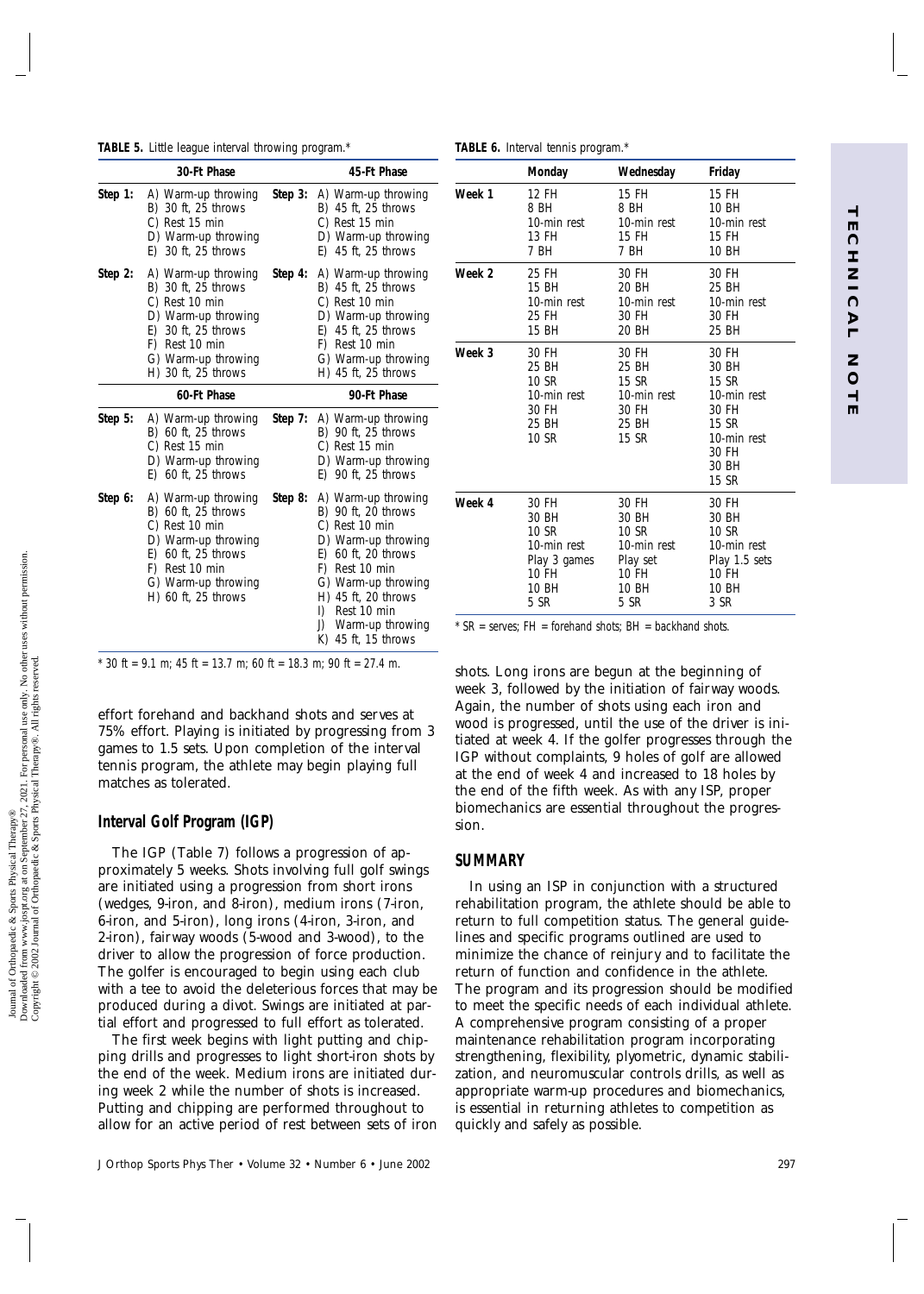**TABLE 5.** Little league interval throwing program.*

| 30-Ft Phase | | 45-Ft Phase | |
|---|---|---|---|
| Step 1: | A) Warm-up throwing<br>B) 30 ft, 25 throws<br>C) Rest 15 min<br>D) Warm-up throwing<br>E) 30 ft, 25 throws | Step 3: | A) Warm-up throwing<br>B) 45 ft, 25 throws<br>C) Rest 15 min<br>D) Warm-up throwing<br>E) 45 ft, 25 throws |
| Step 2: | A) Warm-up throwing<br>B) 30 ft, 25 throws<br>C) Rest 10 min<br>D) Warm-up throwing<br>E) 30 ft, 25 throws<br>F) Rest 10 min<br>G) Warm-up throwing<br>H) 30 ft, 25 throws | Step 4: | A) Warm-up throwing<br>B) 45 ft, 25 throws<br>C) Rest 10 min<br>D) Warm-up throwing<br>E) 45 ft, 25 throws<br>F) Rest 10 min<br>G) Warm-up throwing<br>H) 45 ft, 25 throws |
| **60-Ft Phase** | | **90-Ft Phase** | |
| Step 5: | A) Warm-up throwing<br>B) 60 ft, 25 throws<br>C) Rest 15 min<br>D) Warm-up throwing<br>E) 60 ft, 25 throws | Step 7: | A) Warm-up throwing<br>B) 90 ft, 25 throws<br>C) Rest 15 min<br>D) Warm-up throwing<br>E) 90 ft, 25 throws |
| Step 6: | A) Warm-up throwing<br>B) 60 ft, 25 throws<br>C) Rest 10 min<br>D) Warm-up throwing<br>E) 60 ft, 25 throws<br>F) Rest 10 min<br>G) Warm-up throwing<br>H) 60 ft, 25 throws | Step 8: | A) Warm-up throwing<br>B) 90 ft, 20 throws<br>C) Rest 10 min<br>D) Warm-up throwing<br>E) 60 ft, 20 throws<br>F) Rest 10 min<br>G) Warm-up throwing<br>H) 45 ft, 20 throws<br>I) Rest 10 min<br>J) Warm-up throwing<br>K) 45 ft, 15 throws |

* 30 ft = 9.1 m; 45 ft = 13.7 m; 60 ft = 18.3 m; 90 ft = 27.4 m.

effort forehand and backhand shots and serves at 75% effort. Playing is initiated by progressing from 3 games to 1.5 sets. Upon completion of the interval tennis program, the athlete may begin playing full matches as tolerated.

## Interval Golf Program (IGP)

The IGP (Table 7) follows a progression of approximately 5 weeks. Shots involving full golf swings are initiated using a progression from short irons (wedges, 9-iron, and 8-iron), medium irons (7-iron, 6-iron, and 5-iron), long irons (4-iron, 3-iron, and 2-iron), fairway woods (5-wood and 3-wood), to the driver to allow the progression of force production. The golfer is encouraged to begin using each club with a tee to avoid the deleterious forces that may be produced during a divot. Swings are initiated at partial effort and progressed to full effort as tolerated.

The first week begins with light putting and chipping drills and progresses to light short-iron shots by the end of the week. Medium irons are initiated during week 2 while the number of shots is increased. Putting and chipping are performed throughout to allow for an active period of rest between sets of iron

**TABLE 6.** Interval tennis program.*

| | Monday | Wednesday | Friday |
|---|---|---|---|
| Week 1 | 12 FH<br>8 BH<br>10-min rest<br>13 FH<br>7 BH | 15 FH<br>8 BH<br>10-min rest<br>15 FH<br>7 BH | 15 FH<br>10 BH<br>10-min rest<br>15 FH<br>10 BH |
| Week 2 | 25 FH<br>15 BH<br>10-min rest<br>25 FH<br>15 BH | 30 FH<br>20 BH<br>10-min rest<br>30 FH<br>20 BH | 30 FH<br>25 BH<br>10-min rest<br>30 FH<br>25 BH |
| Week 3 | 30 FH<br>25 BH<br>10 SR<br>10-min rest<br>30 FH<br>25 BH<br>10 SR | 30 FH<br>25 BH<br>15 SR<br>10-min rest<br>30 FH<br>25 BH<br>15 SR | 30 FH<br>30 BH<br>15 SR<br>10-min rest<br>30 FH<br>15 SR<br>10-min rest<br>30 FH<br>30 BH<br>15 SR |
| Week 4 | 30 FH<br>30 BH<br>10 SR<br>10-min rest<br>Play 3 games<br>10 FH<br>10 BH<br>5 SR | 30 FH<br>30 BH<br>10 SR<br>10-min rest<br>Play set<br>10 FH<br>10 BH<br>5 SR | 30 FH<br>30 BH<br>10 SR<br>10-min rest<br>Play 1.5 sets<br>10 FH<br>10 BH<br>3 SR |

* SR = serves; FH = forehand shots; BH = backhand shots.

shots. Long irons are begun at the beginning of week 3, followed by the initiation of fairway woods. Again, the number of shots using each iron and wood is progressed, until the use of the driver is initiated at week 4. If the golfer progresses through the IGP without complaints, 9 holes of golf are allowed at the end of week 4 and increased to 18 holes by the end of the fifth week. As with any ISP, proper biomechanics are essential throughout the progression.

## SUMMARY

In using an ISP in conjunction with a structured rehabilitation program, the athlete should be able to return to full competition status. The general guidelines and specific programs outlined are used to minimize the chance of reinjury and to facilitate the return of function and confidence in the athlete. The program and its progression should be modified to meet the specific needs of each individual athlete. A comprehensive program consisting of a proper maintenance rehabilitation program incorporating strengthening, flexibility, plyometric, dynamic stabilization, and neuromuscular controls drills, as well as appropriate warm-up procedures and biomechanics, is essential in returning athletes to competition as quickly and safely as possible.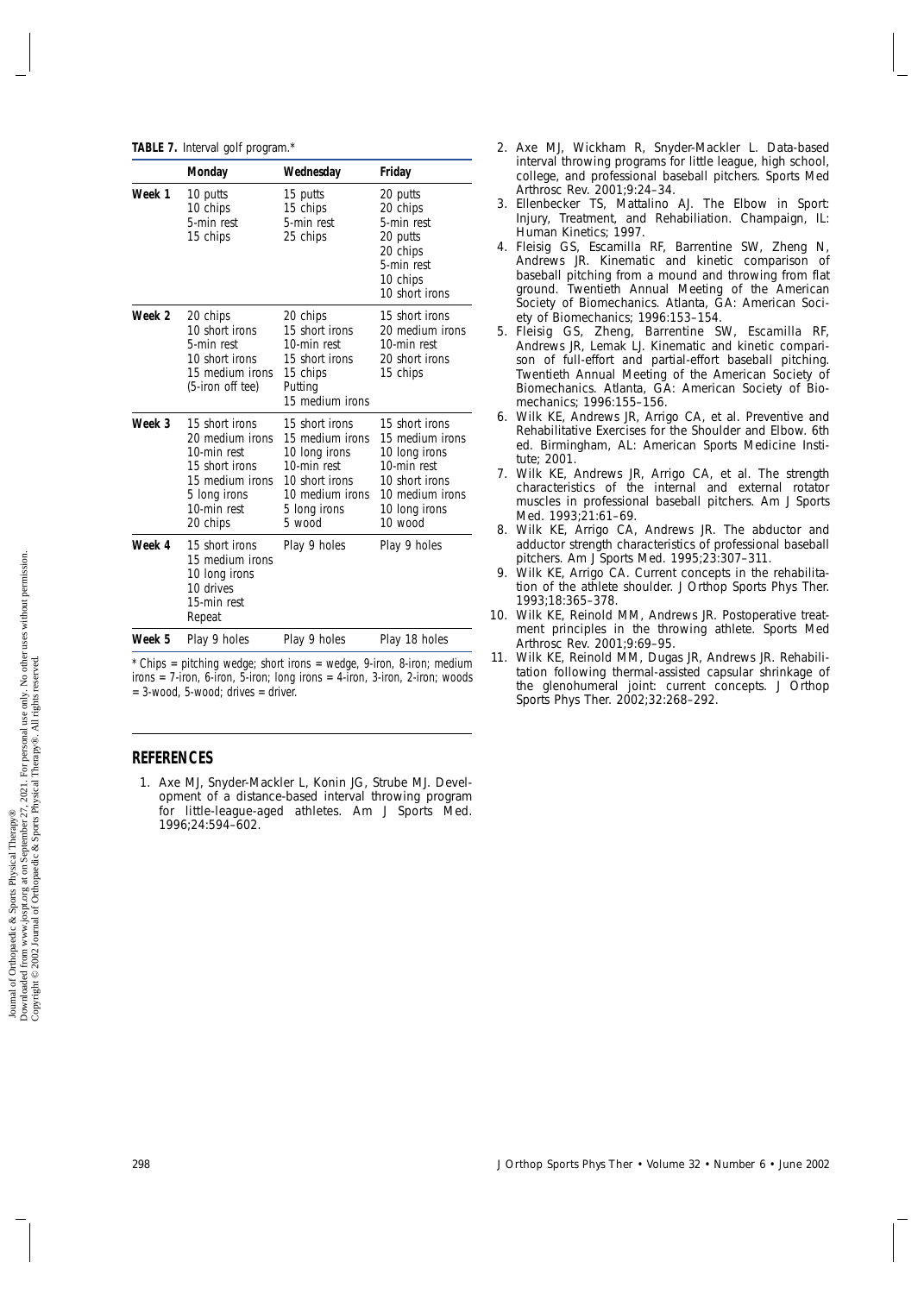**TABLE 7.** Interval golf program.*

| | Monday | Wednesday | Friday |
|---|---|---|---|
| **Week 1** | 10 putts<br>10 chips<br>5-min rest<br>15 chips | 15 putts<br>15 chips<br>5-min rest<br>25 chips | 20 putts<br>20 chips<br>5-min rest<br>20 putts<br>20 chips<br>5-min rest<br>10 chips<br>10 short irons |
| **Week 2** | 20 chips<br>10 short irons<br>5-min rest<br>10 short irons<br>15 medium irons<br>(5-iron off tee) | 20 chips<br>15 short irons<br>10-min rest<br>15 short irons<br>15 chips<br>Putting<br>15 medium irons | 15 short irons<br>20 medium irons<br>10-min rest<br>20 short irons<br>15 chips |
| **Week 3** | 15 short irons<br>20 medium irons<br>10-min rest<br>15 short irons<br>15 medium irons<br>5 long irons<br>10-min rest<br>20 chips | 15 short irons<br>15 medium irons<br>10 long irons<br>10-min rest<br>10 short irons<br>10 medium irons<br>5 long irons<br>5 wood | 15 short irons<br>15 medium irons<br>10 long irons<br>10-min rest<br>10 short irons<br>10 medium irons<br>10 long irons<br>10 wood |
| **Week 4** | 15 short irons<br>15 medium irons<br>10 long irons<br>10 drives<br>15-min rest<br>Repeat | Play 9 holes | Play 9 holes |
| **Week 5** | Play 9 holes | Play 9 holes | Play 18 holes |

* Chips = pitching wedge; short irons = wedge, 9-iron, 8-iron; medium irons = 7-iron, 6-iron, 5-iron; long irons = 4-iron, 3-iron, 2-iron; woods = 3-wood, 5-wood; drives = driver.

## REFERENCES

1. Axe MJ, Snyder-Mackler L, Konin JG, Strube MJ. Development of a distance-based interval throwing program for little-league-aged athletes. Am J Sports Med. 1996;24:594–602.
2. Axe MJ, Wickham R, Snyder-Mackler L. Data-based interval throwing programs for little league, high school, college, and professional baseball pitchers. Sports Med Arthrosc Rev. 2001;9:24–34.
3. Ellenbecker TS, Mattalino AJ. The Elbow in Sport: Injury, Treatment, and Rehabiliation. Champaign, IL: Human Kinetics; 1997.
4. Fleisig GS, Escamilla RF, Barrentine SW, Zheng N, Andrews JR. Kinematic and kinetic comparison of baseball pitching from a mound and throwing from flat ground. Twentieth Annual Meeting of the American Society of Biomechanics. Atlanta, GA: American Society of Biomechanics; 1996:153–154.
5. Fleisig GS, Zheng, Barrentine SW, Escamilla RF, Andrews JR, Lemak LJ. Kinematic and kinetic comparison of full-effort and partial-effort baseball pitching. Twentieth Annual Meeting of the American Society of Biomechanics. Atlanta, GA: American Society of Biomechanics; 1996:155–156.
6. Wilk KE, Andrews JR, Arrigo CA, et al. Preventive and Rehabilitative Exercises for the Shoulder and Elbow. 6th ed. Birmingham, AL: American Sports Medicine Institute; 2001.
7. Wilk KE, Andrews JR, Arrigo CA, et al. The strength characteristics of the internal and external rotator muscles in professional baseball pitchers. Am J Sports Med. 1993;21:61–69.
8. Wilk KE, Arrigo CA, Andrews JR. The abductor and adductor strength characteristics of professional baseball pitchers. Am J Sports Med. 1995;23:307–311.
9. Wilk KE, Arrigo CA. Current concepts in the rehabilitation of the athlete shoulder. J Orthop Sports Phys Ther. 1993;18:365–378.
10. Wilk KE, Reinold MM, Andrews JR. Postoperative treatment principles in the throwing athlete. Sports Med Arthrosc Rev. 2001;9:69–95.
11. Wilk KE, Reinold MM, Dugas JR, Andrews JR. Rehabilitation following thermal-assisted capsular shrinkage of the glenohumeral joint: current concepts. J Orthop Sports Phys Ther. 2002;32:268–292.